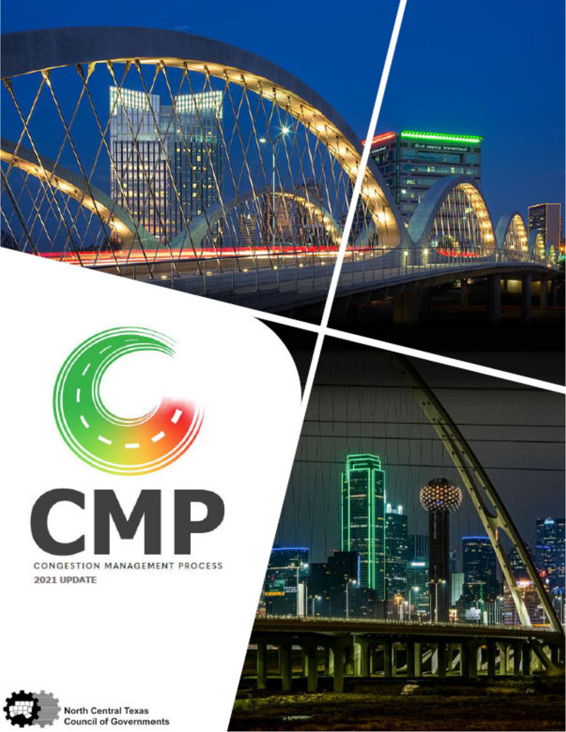# CMP

CONGESTION MANAGEMENT PROCESS

**2021 UPDATE**

North Central Texas Council of Governments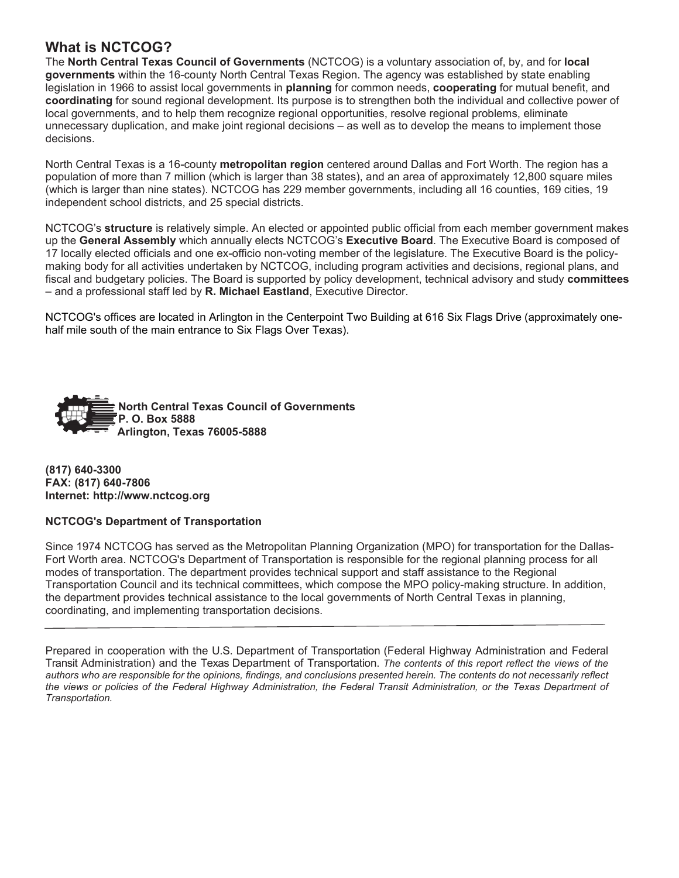## What is NCTCOG?

The **North Central Texas Council of Governments** (NCTCOG) is a voluntary association of, by, and for **local governments** within the 16-county North Central Texas Region. The agency was established by state enabling legislation in 1966 to assist local governments in **planning** for common needs, **cooperating** for mutual benefit, and **coordinating** for sound regional development. Its purpose is to strengthen both the individual and collective power of local governments, and to help them recognize regional opportunities, resolve regional problems, eliminate unnecessary duplication, and make joint regional decisions – as well as to develop the means to implement those decisions.

North Central Texas is a 16-county **metropolitan region** centered around Dallas and Fort Worth. The region has a population of more than 7 million (which is larger than 38 states), and an area of approximately 12,800 square miles (which is larger than nine states). NCTCOG has 229 member governments, including all 16 counties, 169 cities, 19 independent school districts, and 25 special districts.

NCTCOG's **structure** is relatively simple. An elected or appointed public official from each member government makes up the **General Assembly** which annually elects NCTCOG's **Executive Board**. The Executive Board is composed of 17 locally elected officials and one ex-officio non-voting member of the legislature. The Executive Board is the policy-making body for all activities undertaken by NCTCOG, including program activities and decisions, regional plans, and fiscal and budgetary policies. The Board is supported by policy development, technical advisory and study **committees** – and a professional staff led by **R. Michael Eastland**, Executive Director.

NCTCOG's offices are located in Arlington in the Centerpoint Two Building at 616 Six Flags Drive (approximately one-half mile south of the main entrance to Six Flags Over Texas).

**North Central Texas Council of Governments**
**P. O. Box 5888**
**Arlington, Texas 76005-5888**

**(817) 640-3300**
**FAX: (817) 640-7806**
**Internet: http://www.nctcog.org**

**NCTCOG's Department of Transportation**

Since 1974 NCTCOG has served as the Metropolitan Planning Organization (MPO) for transportation for the Dallas-Fort Worth area. NCTCOG's Department of Transportation is responsible for the regional planning process for all modes of transportation. The department provides technical support and staff assistance to the Regional Transportation Council and its technical committees, which compose the MPO policy-making structure. In addition, the department provides technical assistance to the local governments of North Central Texas in planning, coordinating, and implementing transportation decisions.

---

Prepared in cooperation with the U.S. Department of Transportation (Federal Highway Administration and Federal Transit Administration) and the Texas Department of Transportation. *The contents of this report reflect the views of the authors who are responsible for the opinions, findings, and conclusions presented herein. The contents do not necessarily reflect the views or policies of the Federal Highway Administration, the Federal Transit Administration, or the Texas Department of Transportation.*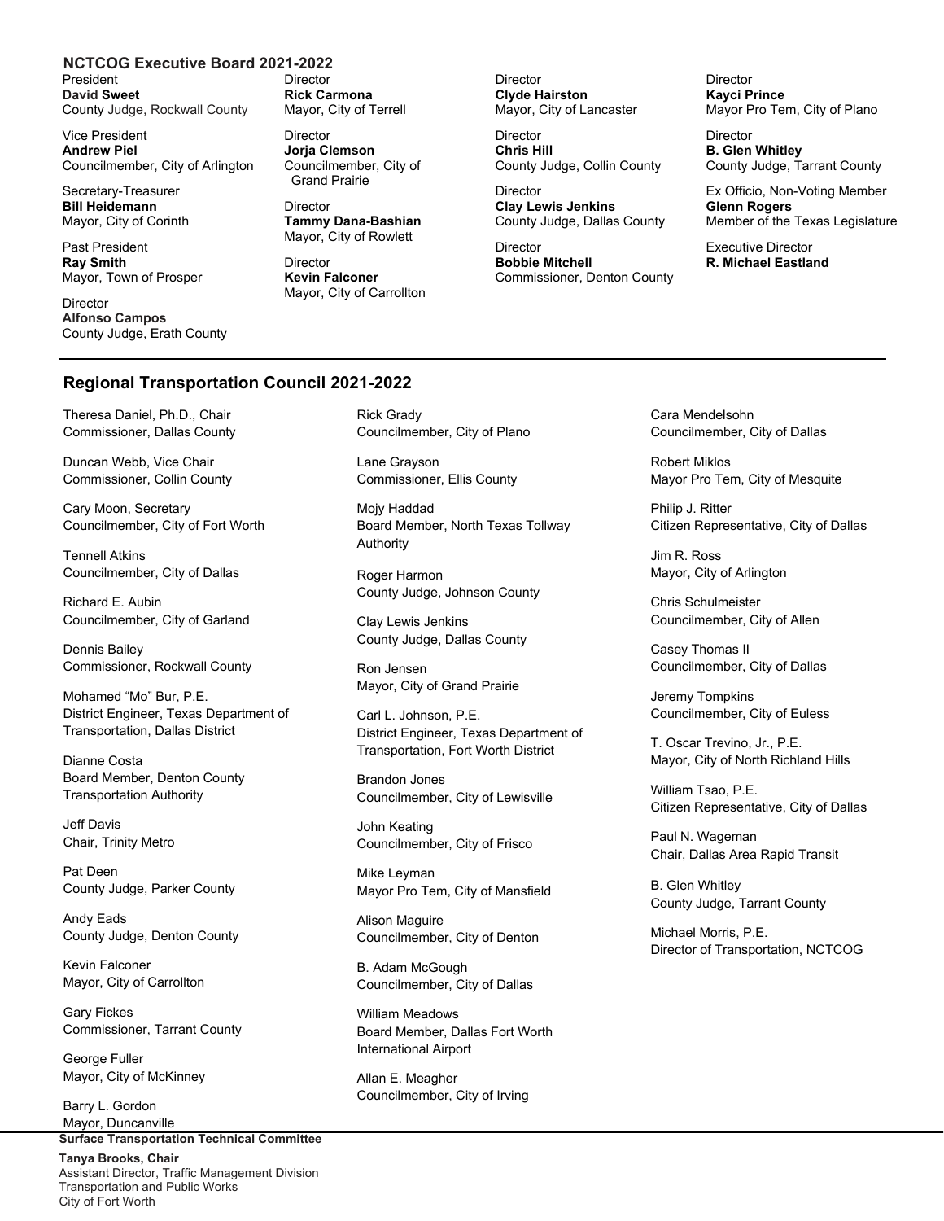## NCTCOG Executive Board 2021-2022

President
**David Sweet**
County Judge, Rockwall County

Vice President
**Andrew Piel**
Councilmember, City of Arlington

Secretary-Treasurer
**Bill Heidemann**
Mayor, City of Corinth

Past President
**Ray Smith**
Mayor, Town of Prosper

Director
**Alfonso Campos**
County Judge, Erath County

Director
**Rick Carmona**
Mayor, City of Terrell

Director
**Jorja Clemson**
Councilmember, City of Grand Prairie

Director
**Tammy Dana-Bashian**
Mayor, City of Rowlett

Director
**Kevin Falconer**
Mayor, City of Carrollton

Director
**Clyde Hairston**
Mayor, City of Lancaster

Director
**Chris Hill**
County Judge, Collin County

Director
**Clay Lewis Jenkins**
County Judge, Dallas County

Director
**Bobbie Mitchell**
Commissioner, Denton County

Director
**Kayci Prince**
Mayor Pro Tem, City of Plano

Director
**B. Glen Whitley**
County Judge, Tarrant County

Ex Officio, Non-Voting Member
**Glenn Rogers**
Member of the Texas Legislature

Executive Director
**R. Michael Eastland**

## Regional Transportation Council 2021-2022

Theresa Daniel, Ph.D., Chair
Commissioner, Dallas County

Duncan Webb, Vice Chair
Commissioner, Collin County

Cary Moon, Secretary
Councilmember, City of Fort Worth

Tennell Atkins
Councilmember, City of Dallas

Richard E. Aubin
Councilmember, City of Garland

Dennis Bailey
Commissioner, Rockwall County

Mohamed “Mo” Bur, P.E.
District Engineer, Texas Department of Transportation, Dallas District

Dianne Costa
Board Member, Denton County Transportation Authority

Jeff Davis
Chair, Trinity Metro

Pat Deen
County Judge, Parker County

Andy Eads
County Judge, Denton County

Kevin Falconer
Mayor, City of Carrollton

Gary Fickes
Commissioner, Tarrant County

George Fuller
Mayor, City of McKinney

Barry L. Gordon
Mayor, Duncanville

Rick Grady
Councilmember, City of Plano

Lane Grayson
Commissioner, Ellis County

Mojy Haddad
Board Member, North Texas Tollway Authority

Roger Harmon
County Judge, Johnson County

Clay Lewis Jenkins
County Judge, Dallas County

Ron Jensen
Mayor, City of Grand Prairie

Carl L. Johnson, P.E.
District Engineer, Texas Department of Transportation, Fort Worth District

Brandon Jones
Councilmember, City of Lewisville

John Keating
Councilmember, City of Frisco

Mike Leyman
Mayor Pro Tem, City of Mansfield

Alison Maguire
Councilmember, City of Denton

B. Adam McGough
Councilmember, City of Dallas

William Meadows
Board Member, Dallas Fort Worth International Airport

Allan E. Meagher
Councilmember, City of Irving

Cara Mendelsohn
Councilmember, City of Dallas

Robert Miklos
Mayor Pro Tem, City of Mesquite

Philip J. Ritter
Citizen Representative, City of Dallas

Jim R. Ross
Mayor, City of Arlington

Chris Schulmeister
Councilmember, City of Allen

Casey Thomas II
Councilmember, City of Dallas

Jeremy Tompkins
Councilmember, City of Euless

T. Oscar Trevino, Jr., P.E.
Mayor, City of North Richland Hills

William Tsao, P.E.
Citizen Representative, City of Dallas

Paul N. Wageman
Chair, Dallas Area Rapid Transit

B. Glen Whitley
County Judge, Tarrant County

Michael Morris, P.E.
Director of Transportation, NCTCOG

### Surface Transportation Technical Committee

**Tanya Brooks, Chair**
Assistant Director, Traffic Management Division
Transportation and Public Works
City of Fort Worth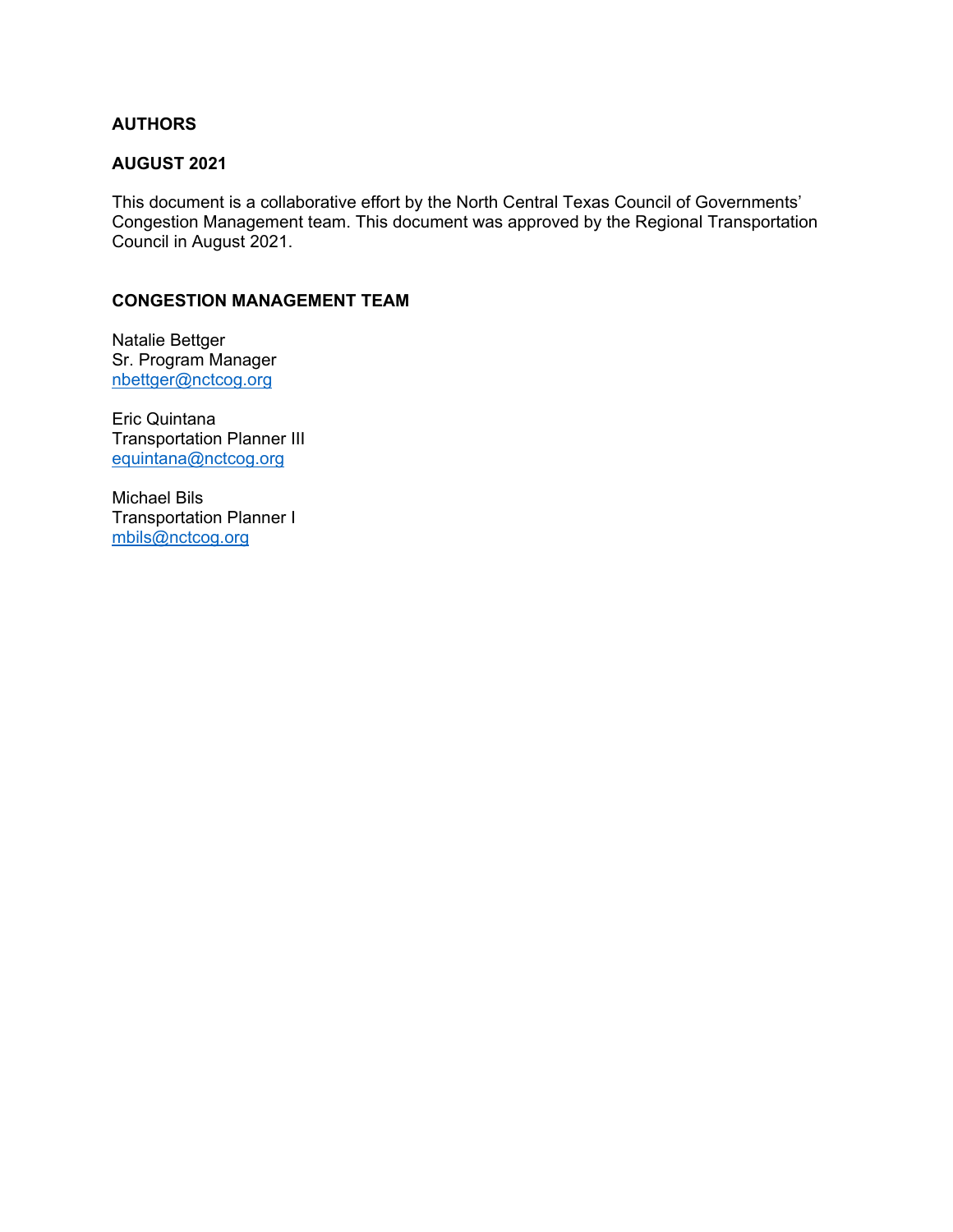## AUTHORS

## AUGUST 2021

This document is a collaborative effort by the North Central Texas Council of Governments' Congestion Management team. This document was approved by the Regional Transportation Council in August 2021.

## CONGESTION MANAGEMENT TEAM

Natalie Bettger
Sr. Program Manager
nbettger@nctcog.org

Eric Quintana
Transportation Planner III
equintana@nctcog.org

Michael Bils
Transportation Planner I
mbils@nctcog.org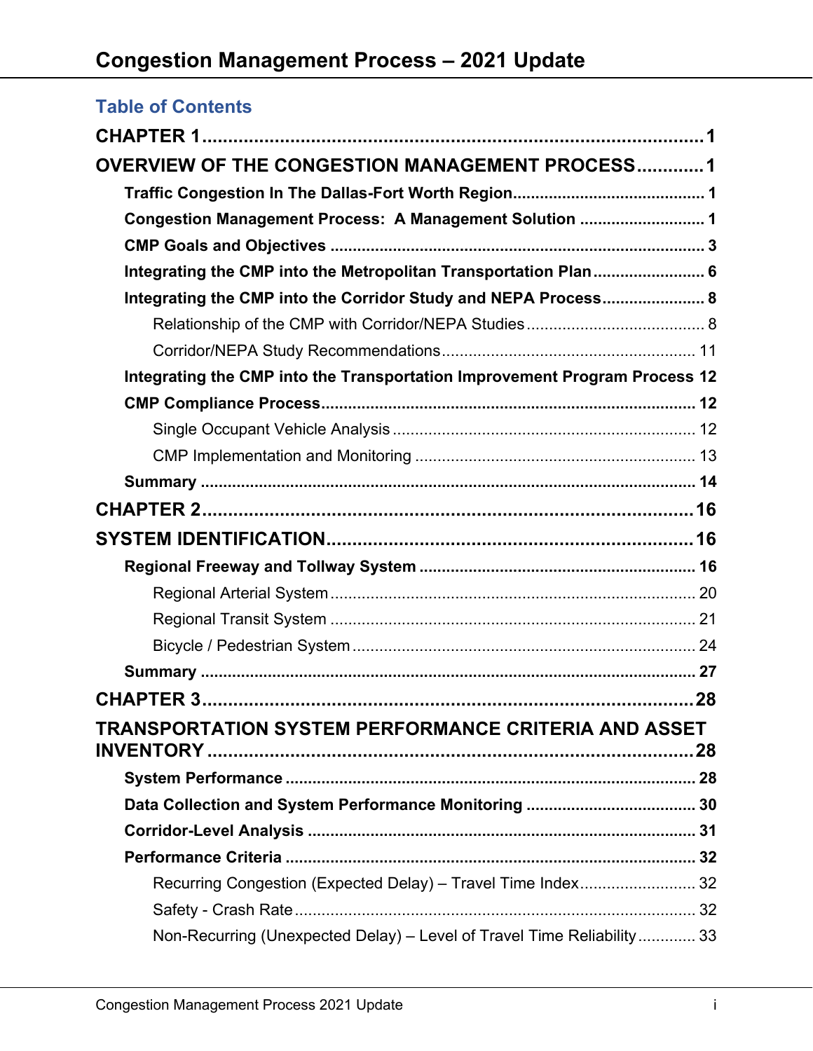## Table of Contents

**CHAPTER 1** ........................................................................................ **1**

**OVERVIEW OF THE CONGESTION MANAGEMENT PROCESS** ............ **1**

- **Traffic Congestion In The Dallas-Fort Worth Region** ........................................ **1**
- **Congestion Management Process: A Management Solution** ............................ **1**
- **CMP Goals and Objectives** .............................................................................. **3**
- **Integrating the CMP into the Metropolitan Transportation Plan** ......................... **6**
- **Integrating the CMP into the Corridor Study and NEPA Process** ....................... **8**
  - Relationship of the CMP with Corridor/NEPA Studies ........................................ 8
  - Corridor/NEPA Study Recommendations ......................................................... 11
- **Integrating the CMP into the Transportation Improvement Program Process** **12**
- **CMP Compliance Process** .............................................................................. **12**
  - Single Occupant Vehicle Analysis .................................................................... 12
  - CMP Implementation and Monitoring ............................................................... 13
- **Summary** ....................................................................................................... **14**

**CHAPTER 2** ...................................................................................... **16**

**SYSTEM IDENTIFICATION** ............................................................... **16**

- **Regional Freeway and Tollway System** ........................................................... **16**
  - Regional Arterial System ................................................................................. 20
  - Regional Transit System .................................................................................. 21
  - Bicycle / Pedestrian System ............................................................................. 24
- **Summary** ....................................................................................................... **27**

**CHAPTER 3** ...................................................................................... **28**

**TRANSPORTATION SYSTEM PERFORMANCE CRITERIA AND ASSET INVENTORY** ..................................................................................... **28**

- **System Performance** ....................................................................................... **28**
- **Data Collection and System Performance Monitoring** ...................................... **30**
- **Corridor-Level Analysis** .................................................................................. **31**
- **Performance Criteria** ...................................................................................... **32**
  - Recurring Congestion (Expected Delay) – Travel Time Index .......................... 32
  - Safety - Crash Rate .......................................................................................... 32
  - Non-Recurring (Unexpected Delay) – Level of Travel Time Reliability ............. 33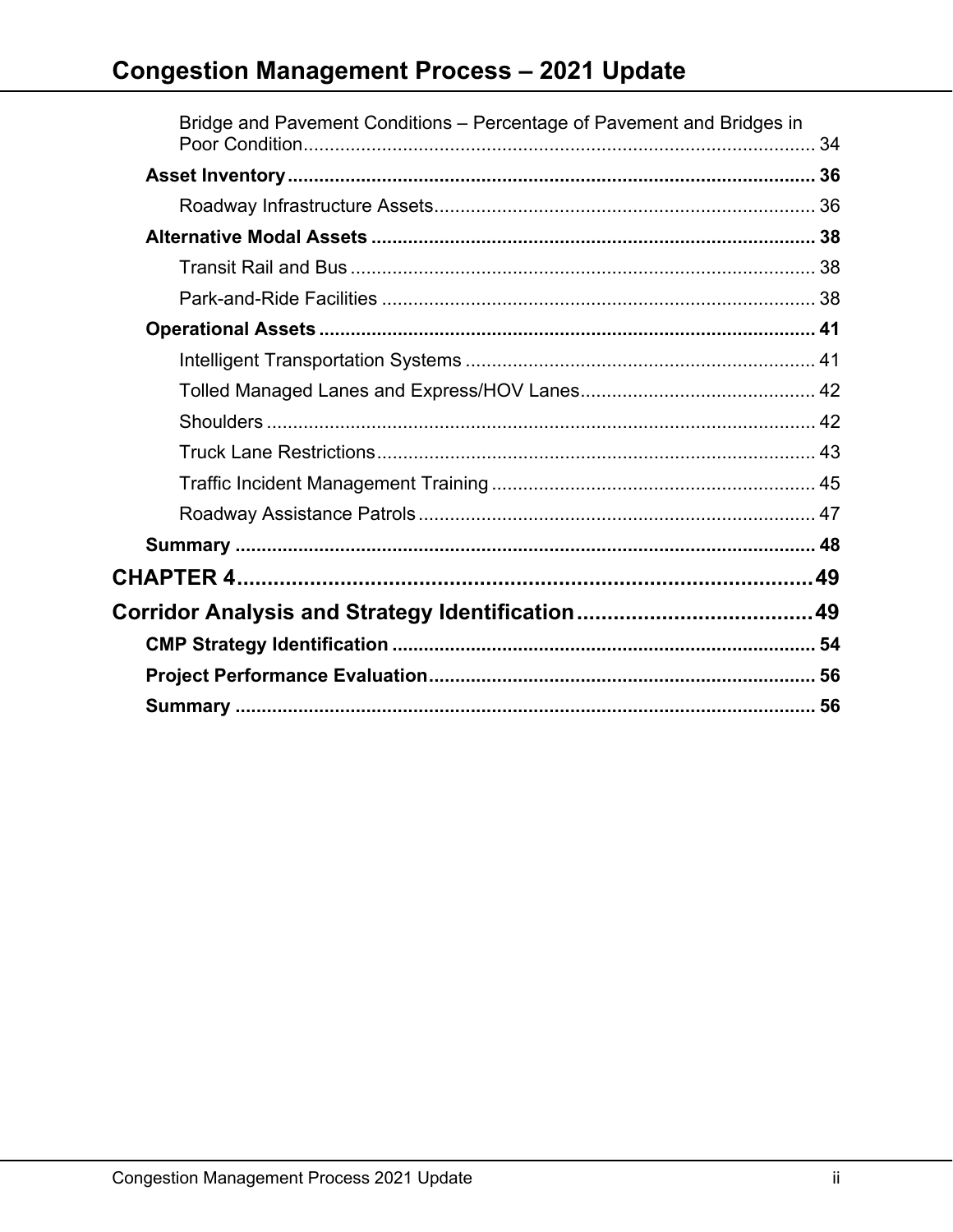Bridge and Pavement Conditions – Percentage of Pavement and Bridges in Poor Condition ..... 34

**Asset Inventory ..... 36**

Roadway Infrastructure Assets ..... 36

**Alternative Modal Assets ..... 38**

Transit Rail and Bus ..... 38

Park-and-Ride Facilities ..... 38

**Operational Assets ..... 41**

Intelligent Transportation Systems ..... 41

Tolled Managed Lanes and Express/HOV Lanes ..... 42

Shoulders ..... 42

Truck Lane Restrictions ..... 43

Traffic Incident Management Training ..... 45

Roadway Assistance Patrols ..... 47

**Summary ..... 48**

**CHAPTER 4 ..... 49**

**Corridor Analysis and Strategy Identification ..... 49**

**CMP Strategy Identification ..... 54**

**Project Performance Evaluation ..... 56**

**Summary ..... 56**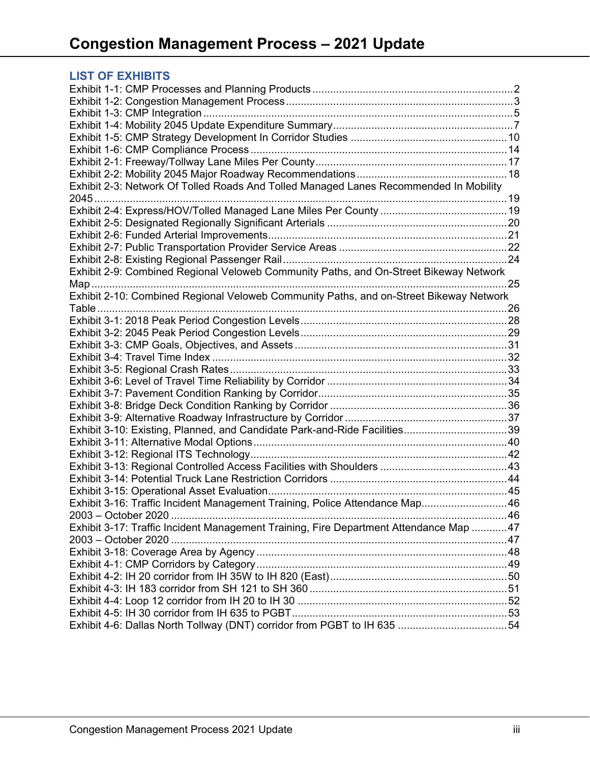## LIST OF EXHIBITS

Exhibit 1-1: CMP Processes and Planning Products .......... 2
Exhibit 1-2: Congestion Management Process .......... 3
Exhibit 1-3: CMP Integration .......... 5
Exhibit 1-4: Mobility 2045 Update Expenditure Summary .......... 7
Exhibit 1-5: CMP Strategy Development In Corridor Studies .......... 10
Exhibit 1-6: CMP Compliance Process .......... 14
Exhibit 2-1: Freeway/Tollway Lane Miles Per County .......... 17
Exhibit 2-2: Mobility 2045 Major Roadway Recommendations .......... 18
Exhibit 2-3: Network Of Tolled Roads And Tolled Managed Lanes Recommended In Mobility 2045 .......... 19
Exhibit 2-4: Express/HOV/Tolled Managed Lane Miles Per County .......... 19
Exhibit 2-5: Designated Regionally Significant Arterials .......... 20
Exhibit 2-6: Funded Arterial Improvements .......... 21
Exhibit 2-7: Public Transportation Provider Service Areas .......... 22
Exhibit 2-8: Existing Regional Passenger Rail .......... 24
Exhibit 2-9: Combined Regional Veloweb Community Paths, and On-Street Bikeway Network Map .......... 25
Exhibit 2-10: Combined Regional Veloweb Community Paths, and on-Street Bikeway Network Table .......... 26
Exhibit 3-1: 2018 Peak Period Congestion Levels .......... 28
Exhibit 3-2: 2045 Peak Period Congestion Levels .......... 29
Exhibit 3-3: CMP Goals, Objectives, and Assets .......... 31
Exhibit 3-4: Travel Time Index .......... 32
Exhibit 3-5: Regional Crash Rates .......... 33
Exhibit 3-6: Level of Travel Time Reliability by Corridor .......... 34
Exhibit 3-7: Pavement Condition Ranking by Corridor .......... 35
Exhibit 3-8: Bridge Deck Condition Ranking by Corridor .......... 36
Exhibit 3-9: Alternative Roadway Infrastructure by Corridor .......... 37
Exhibit 3-10: Existing, Planned, and Candidate Park-and-Ride Facilities .......... 39
Exhibit 3-11: Alternative Modal Options .......... 40
Exhibit 3-12: Regional ITS Technology .......... 42
Exhibit 3-13: Regional Controlled Access Facilities with Shoulders .......... 43
Exhibit 3-14: Potential Truck Lane Restriction Corridors .......... 44
Exhibit 3-15: Operational Asset Evaluation .......... 45
Exhibit 3-16: Traffic Incident Management Training, Police Attendance Map .......... 46
2003 – October 2020 .......... 46
Exhibit 3-17: Traffic Incident Management Training, Fire Department Attendance Map .......... 47
2003 – October 2020 .......... 47
Exhibit 3-18: Coverage Area by Agency .......... 48
Exhibit 4-1: CMP Corridors by Category .......... 49
Exhibit 4-2: IH 20 corridor from IH 35W to IH 820 (East) .......... 50
Exhibit 4-3: IH 183 corridor from SH 121 to SH 360 .......... 51
Exhibit 4-4: Loop 12 corridor from IH 20 to IH 30 .......... 52
Exhibit 4-5: IH 30 corridor from IH 635 to PGBT .......... 53
Exhibit 4-6: Dallas North Tollway (DNT) corridor from PGBT to IH 635 .......... 54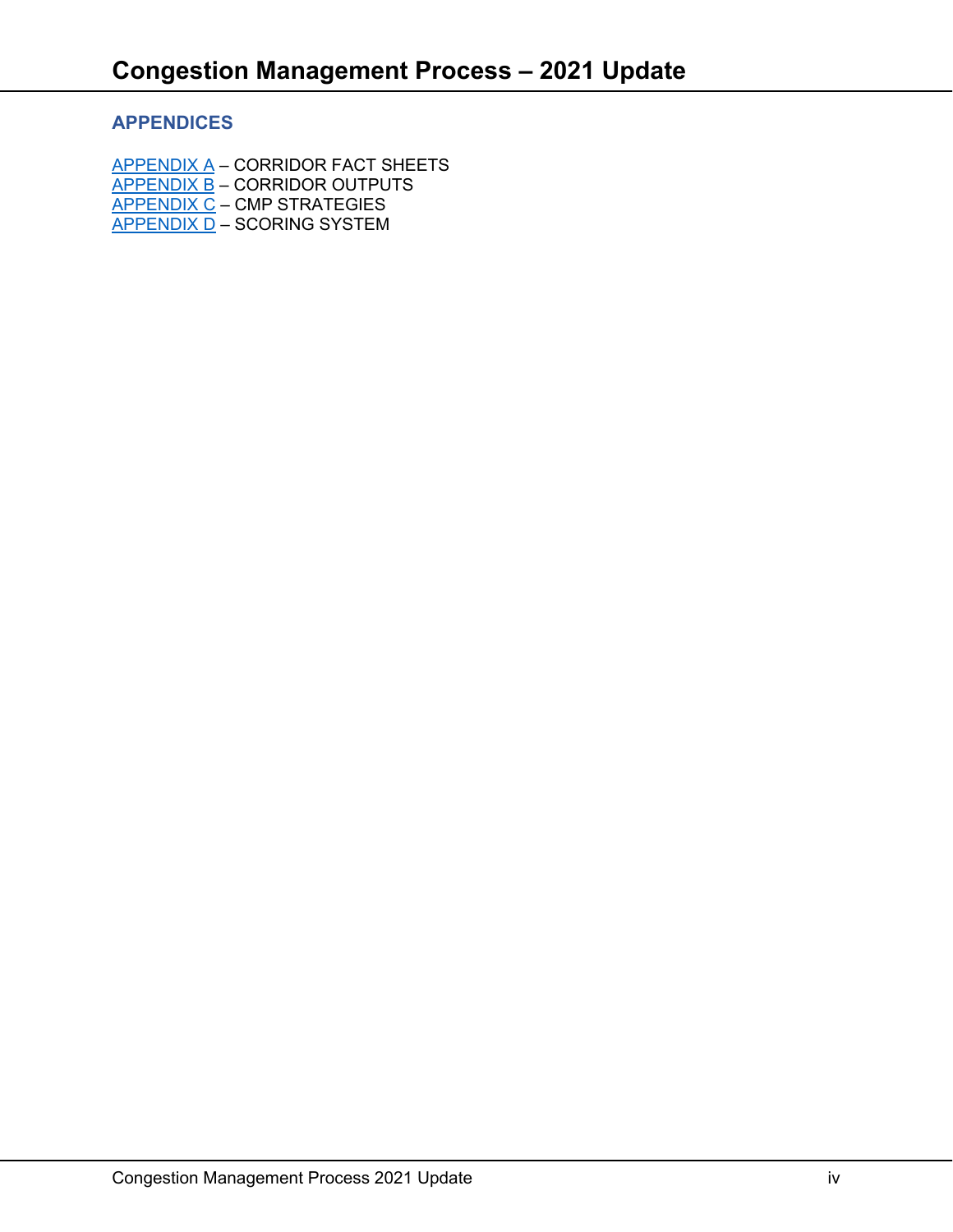## APPENDICES

APPENDIX A – CORRIDOR FACT SHEETS
APPENDIX B – CORRIDOR OUTPUTS
APPENDIX C – CMP STRATEGIES
APPENDIX D – SCORING SYSTEM